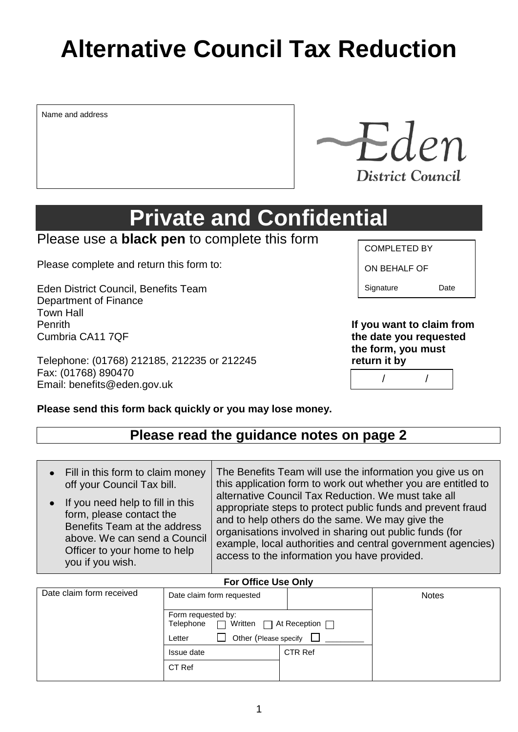# Alternative Council Tax Reduction

| Name and address |
|---|
| |

Eden District Council

## Private and Confidential

Please use a **black pen** to complete this form

| COMPLETED BY |
|---|
| ON BEHALF OF |
| Signature Date |

Please complete and return this form to:

Eden District Council, Benefits Team
Department of Finance
Town Hall
Penrith
Cumbria CA11 7QF

Telephone: (01768) 212185, 212235 or 212245
Fax: (01768) 890470
Email: benefits@eden.gov.uk

**If you want to claim from the date you requested the form, you must return it by**

/ /

**Please send this form back quickly or you may lose money.**

## Please read the guidance notes on page 2

- Fill in this form to claim money off your Council Tax bill.
- If you need help to fill in this form, please contact the Benefits Team at the address above. We can send a Council Officer to your home to help you if you wish.

The Benefits Team will use the information you give us on this application form to work out whether you are entitled to alternative Council Tax Reduction. We must take all appropriate steps to protect public funds and prevent fraud and to help others do the same. We may give the organisations involved in sharing out public funds (for example, local authorities and central government agencies) access to the information you have provided.

**For Office Use Only**

| Date claim form received | Date claim form requested | | Notes |
|---|---|---|---|
| | Form requested by: Telephone ☐ Written ☐ At Reception ☐ Letter ☐ Other (Please specify ☐ ________ | | |
| | Issue date | CTR Ref | |
| | CT Ref | | |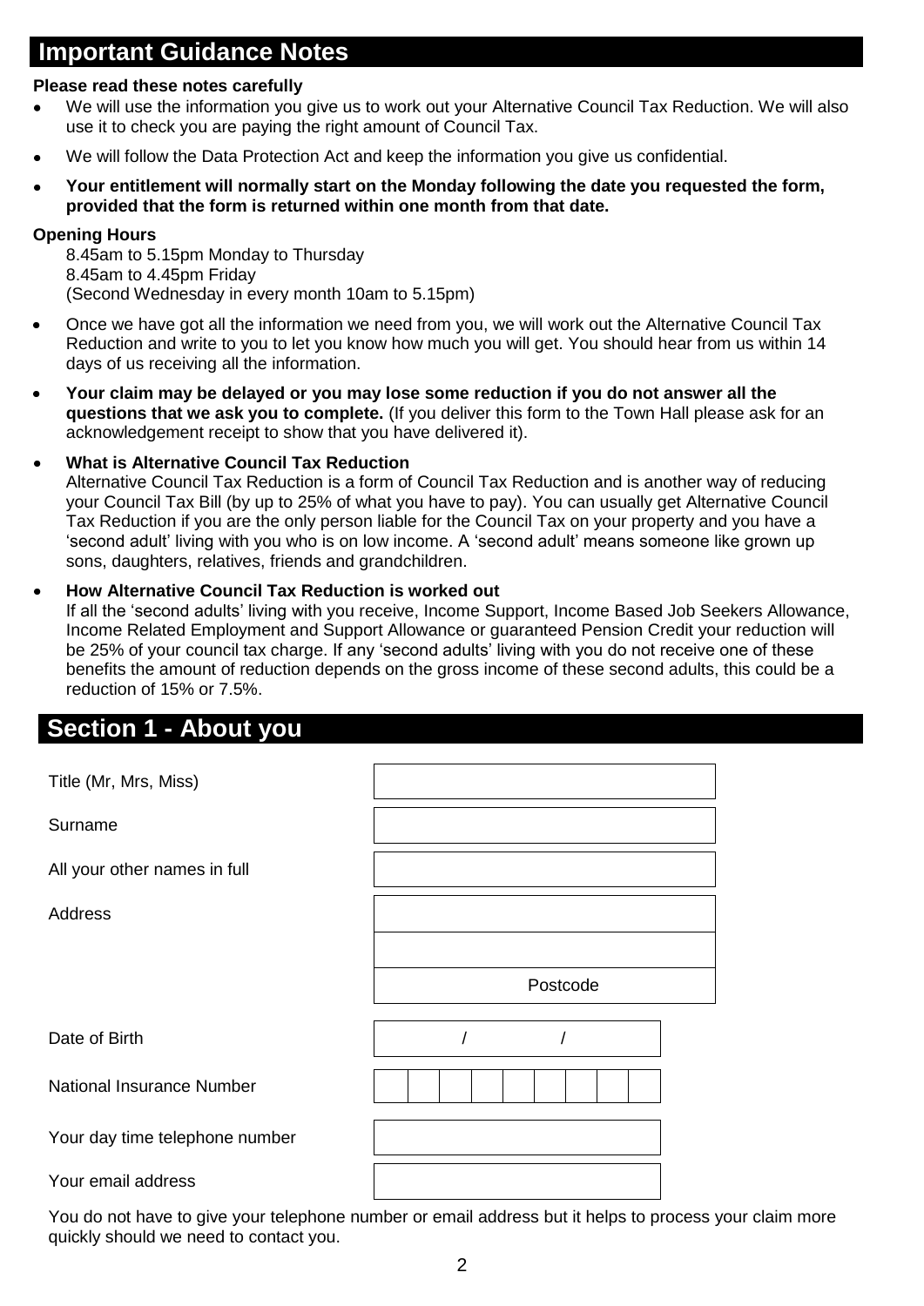## Important Guidance Notes

**Please read these notes carefully**

- We will use the information you give us to work out your Alternative Council Tax Reduction. We will also use it to check you are paying the right amount of Council Tax.
- We will follow the Data Protection Act and keep the information you give us confidential.
- **Your entitlement will normally start on the Monday following the date you requested the form, provided that the form is returned within one month from that date.**

**Opening Hours**

8.45am to 5.15pm Monday to Thursday
8.45am to 4.45pm Friday
(Second Wednesday in every month 10am to 5.15pm)

- Once we have got all the information we need from you, we will work out the Alternative Council Tax Reduction and write to you to let you know how much you will get. You should hear from us within 14 days of us receiving all the information.
- **Your claim may be delayed or you may lose some reduction if you do not answer all the questions that we ask you to complete.** (If you deliver this form to the Town Hall please ask for an acknowledgement receipt to show that you have delivered it).
- **What is Alternative Council Tax Reduction**
  Alternative Council Tax Reduction is a form of Council Tax Reduction and is another way of reducing your Council Tax Bill (by up to 25% of what you have to pay). You can usually get Alternative Council Tax Reduction if you are the only person liable for the Council Tax on your property and you have a 'second adult' living with you who is on low income. A 'second adult' means someone like grown up sons, daughters, relatives, friends and grandchildren.
- **How Alternative Council Tax Reduction is worked out**
  If all the 'second adults' living with you receive, Income Support, Income Based Job Seekers Allowance, Income Related Employment and Support Allowance or guaranteed Pension Credit your reduction will be 25% of your council tax charge. If any 'second adults' living with you do not receive one of these benefits the amount of reduction depends on the gross income of these second adults, this could be a reduction of 15% or 7.5%.

## Section 1 - About you

| | |
|---|---|
| Title (Mr, Mrs, Miss) | |
| Surname | |
| All your other names in full | |
| Address | |
| | |
| | Postcode |
| Date of Birth | / / |
| National Insurance Number | |
| Your day time telephone number | |
| Your email address | |

You do not have to give your telephone number or email address but it helps to process your claim more quickly should we need to contact you.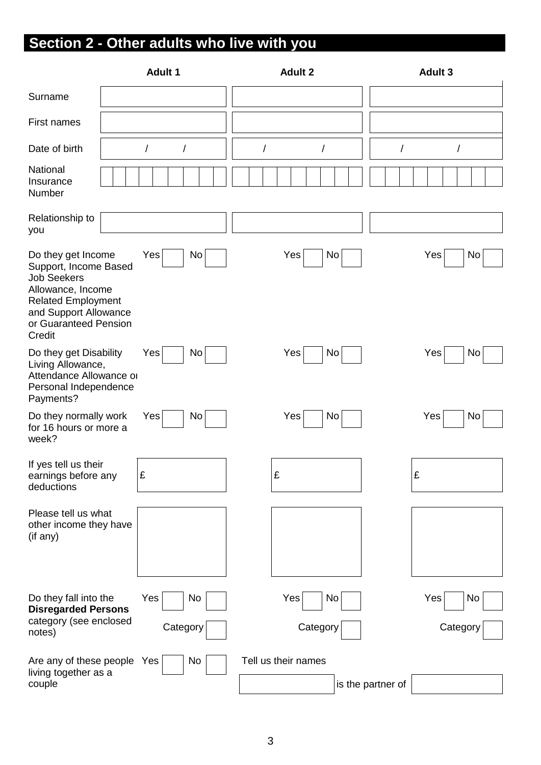## Section 2 - Other adults who live with you

| | Adult 1 | Adult 2 | Adult 3 |
|---|---|---|---|
| Surname | | | |
| First names | | | |
| Date of birth | / / | / / | / / |
| National Insurance Number | | | |
| Relationship to you | | | |
| Do they get Income Support, Income Based Job Seekers Allowance, Income Related Employment and Support Allowance or Guaranteed Pension Credit | Yes ☐ No ☐ | Yes ☐ No ☐ | Yes ☐ No ☐ |
| Do they get Disability Living Allowance, Attendance Allowance or Personal Independence Payments? | Yes ☐ No ☐ | Yes ☐ No ☐ | Yes ☐ No ☐ |
| Do they normally work for 16 hours or more a week? | Yes ☐ No ☐ | Yes ☐ No ☐ | Yes ☐ No ☐ |
| If yes tell us their earnings before any deductions | £ | £ | £ |
| Please tell us what other income they have (if any) | | | |
| Do they fall into the **Disregarded Persons** category (see enclosed notes) | Yes ☐ No ☐ Category ☐ | Yes ☐ No ☐ Category ☐ | Yes ☐ No ☐ Category ☐ |

Are any of these people living together as a couple   Yes ☐ No ☐

Tell us their names

\_\_\_\_\_\_\_\_\_\_ is the partner of \_\_\_\_\_\_\_\_\_\_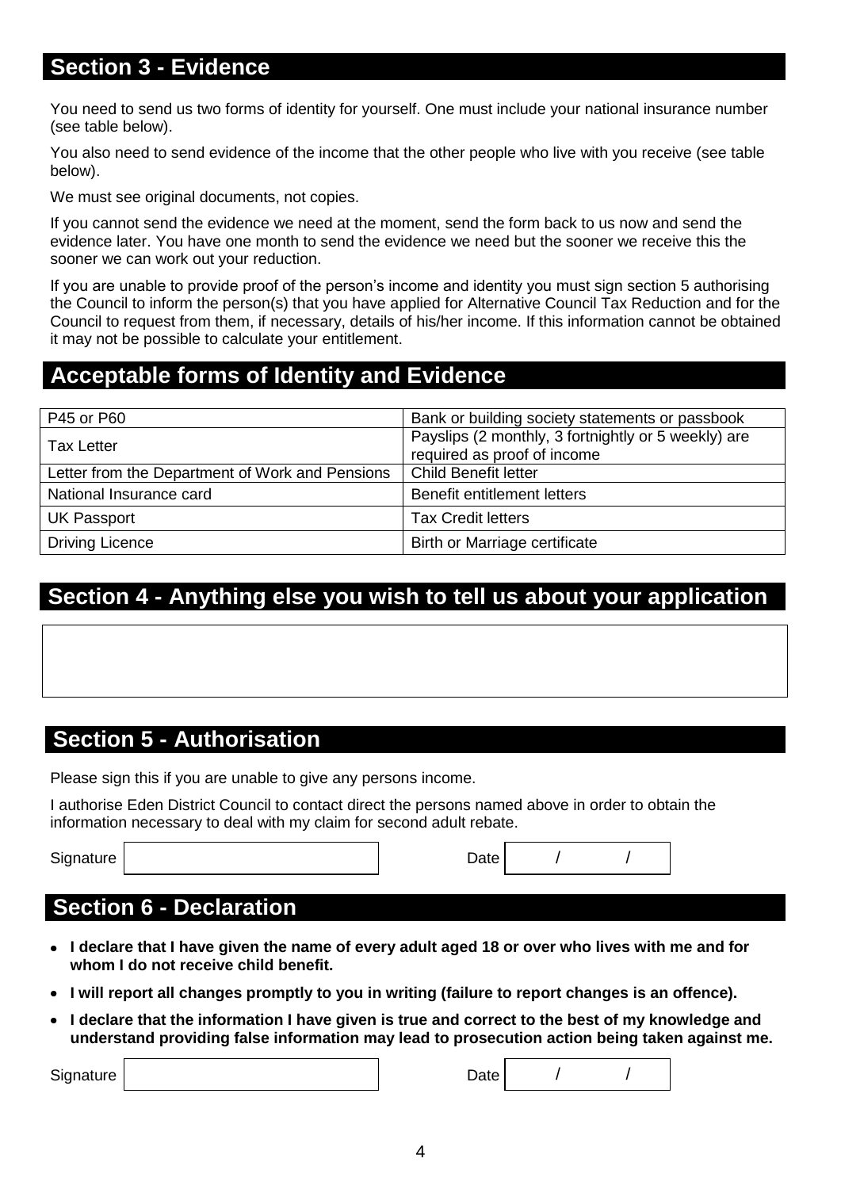## Section 3 - Evidence

You need to send us two forms of identity for yourself. One must include your national insurance number (see table below).

You also need to send evidence of the income that the other people who live with you receive (see table below).

We must see original documents, not copies.

If you cannot send the evidence we need at the moment, send the form back to us now and send the evidence later. You have one month to send the evidence we need but the sooner we receive this the sooner we can work out your reduction.

If you are unable to provide proof of the person's income and identity you must sign section 5 authorising the Council to inform the person(s) that you have applied for Alternative Council Tax Reduction and for the Council to request from them, if necessary, details of his/her income. If this information cannot be obtained it may not be possible to calculate your entitlement.

## Acceptable forms of Identity and Evidence

| | |
|---|---|
| P45 or P60 | Bank or building society statements or passbook |
| Tax Letter | Payslips (2 monthly, 3 fortnightly or 5 weekly) are required as proof of income |
| Letter from the Department of Work and Pensions | Child Benefit letter |
| National Insurance card | Benefit entitlement letters |
| UK Passport | Tax Credit letters |
| Driving Licence | Birth or Marriage certificate |

## Section 4 - Anything else you wish to tell us about your application

## Section 5 - Authorisation

Please sign this if you are unable to give any persons income.

I authorise Eden District Council to contact direct the persons named above in order to obtain the information necessary to deal with my claim for second adult rebate.

Signature ______________________ Date ___ / ___ / ___

## Section 6 - Declaration

- **I declare that I have given the name of every adult aged 18 or over who lives with me and for whom I do not receive child benefit.**
- **I will report all changes promptly to you in writing (failure to report changes is an offence).**
- **I declare that the information I have given is true and correct to the best of my knowledge and understand providing false information may lead to prosecution action being taken against me.**

Signature ______________________ Date ___ / ___ / ___